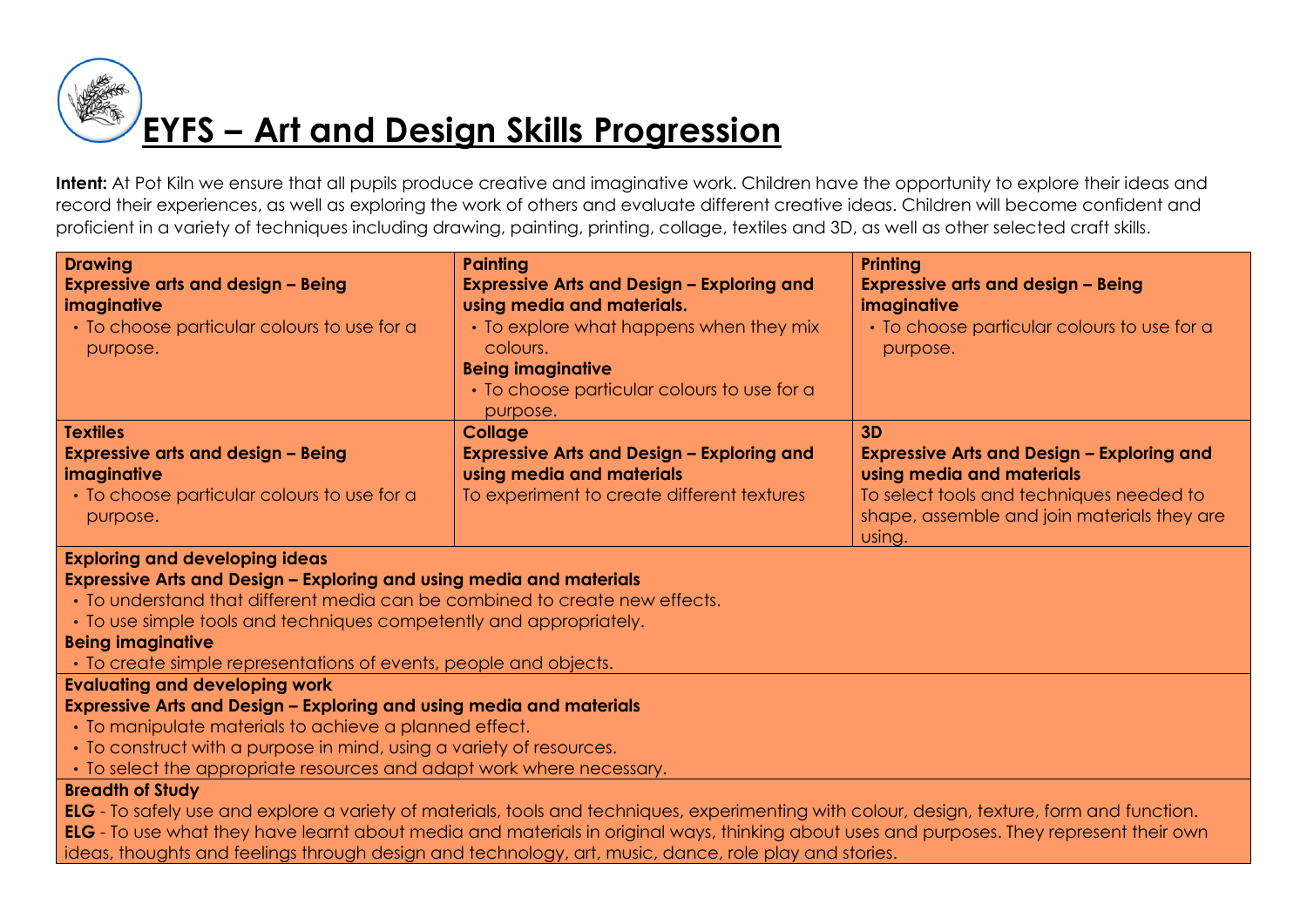# EYFS – Art and Design Skills Progression

**Intent:** At Pot Kiln we ensure that all pupils produce creative and imaginative work. Children have the opportunity to explore their ideas and record their experiences, as well as exploring the work of others and evaluate different creative ideas. Children will become confident and proficient in a variety of techniques including drawing, painting, printing, collage, textiles and 3D, as well as other selected craft skills.

| **Drawing** | **Painting** | **Printing** |
|---|---|---|
| **Expressive arts and design – Being imaginative**<br>• To choose particular colours to use for a purpose. | **Expressive Arts and Design – Exploring and using media and materials.**<br>• To explore what happens when they mix colours.<br>**Being imaginative**<br>• To choose particular colours to use for a purpose. | **Expressive arts and design – Being imaginative**<br>• To choose particular colours to use for a purpose. |
| **Textiles**<br>**Expressive arts and design – Being imaginative**<br>• To choose particular colours to use for a purpose. | **Collage**<br>**Expressive Arts and Design – Exploring and using media and materials**<br>To experiment to create different textures | **3D**<br>**Expressive Arts and Design – Exploring and using media and materials**<br>To select tools and techniques needed to shape, assemble and join materials they are using. |

**Exploring and developing ideas**

**Expressive Arts and Design – Exploring and using media and materials**

- To understand that different media can be combined to create new effects.
- To use simple tools and techniques competently and appropriately.

**Being imaginative**

- To create simple representations of events, people and objects.

**Evaluating and developing work**

**Expressive Arts and Design – Exploring and using media and materials**

- To manipulate materials to achieve a planned effect.
- To construct with a purpose in mind, using a variety of resources.
- To select the appropriate resources and adapt work where necessary.

**Breadth of Study**

**ELG** - To safely use and explore a variety of materials, tools and techniques, experimenting with colour, design, texture, form and function.

**ELG** - To use what they have learnt about media and materials in original ways, thinking about uses and purposes. They represent their own ideas, thoughts and feelings through design and technology, art, music, dance, role play and stories.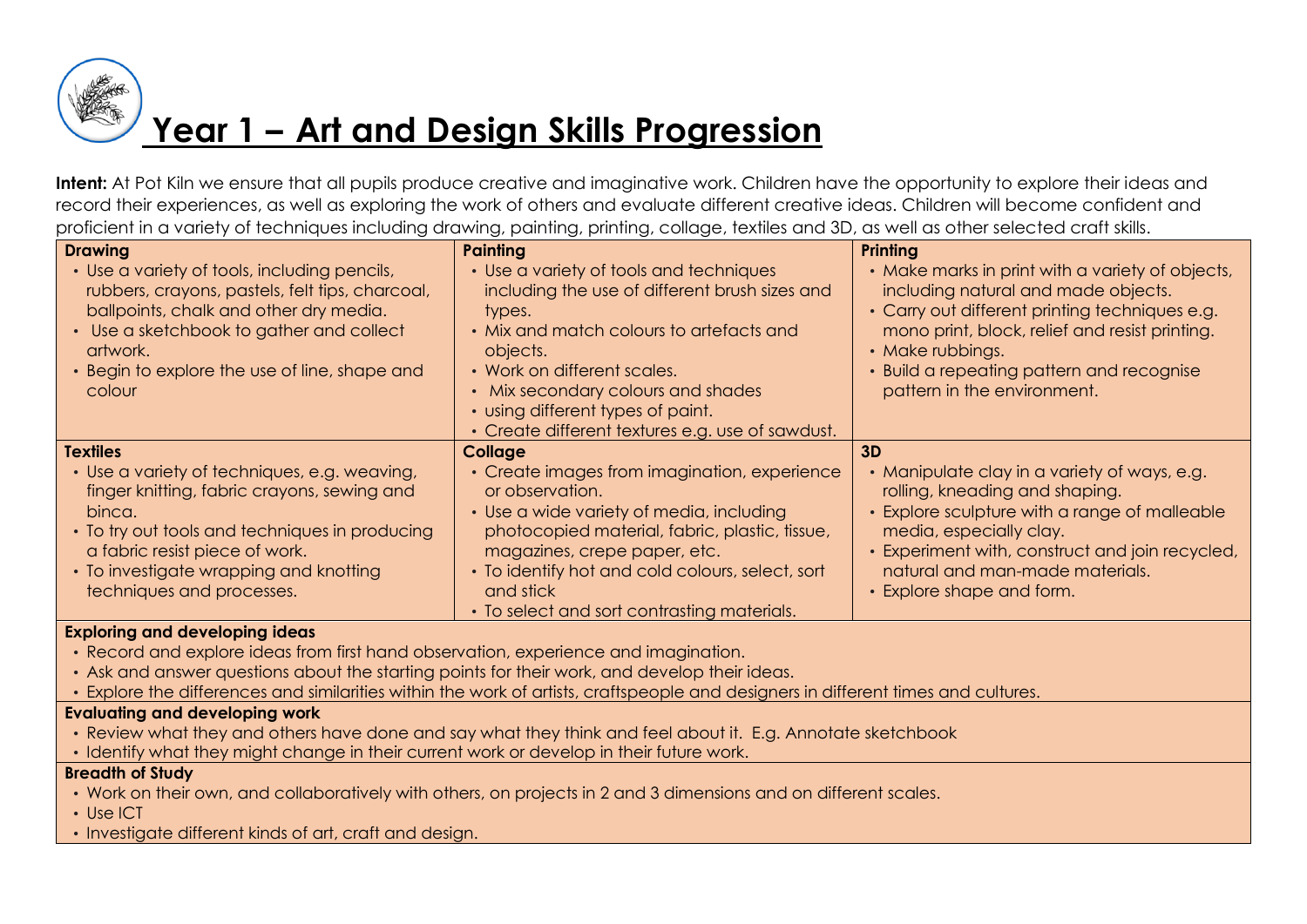# Year 1 – Art and Design Skills Progression

**Intent:** At Pot Kiln we ensure that all pupils produce creative and imaginative work. Children have the opportunity to explore their ideas and record their experiences, as well as exploring the work of others and evaluate different creative ideas. Children will become confident and proficient in a variety of techniques including drawing, painting, printing, collage, textiles and 3D, as well as other selected craft skills.

| **Drawing** | **Painting** | **Printing** |
|---|---|---|
| • Use a variety of tools, including pencils, rubbers, crayons, pastels, felt tips, charcoal, ballpoints, chalk and other dry media.<br>• Use a sketchbook to gather and collect artwork.<br>• Begin to explore the use of line, shape and colour | • Use a variety of tools and techniques including the use of different brush sizes and types.<br>• Mix and match colours to artefacts and objects.<br>• Work on different scales.<br>• Mix secondary colours and shades<br>• using different types of paint.<br>• Create different textures e.g. use of sawdust. | • Make marks in print with a variety of objects, including natural and made objects.<br>• Carry out different printing techniques e.g. mono print, block, relief and resist printing.<br>• Make rubbings.<br>• Build a repeating pattern and recognise pattern in the environment. |
| **Textiles** | **Collage** | **3D** |
| • Use a variety of techniques, e.g. weaving, finger knitting, fabric crayons, sewing and binca.<br>• To try out tools and techniques in producing a fabric resist piece of work.<br>• To investigate wrapping and knotting techniques and processes. | • Create images from imagination, experience or observation.<br>• Use a wide variety of media, including photocopied material, fabric, plastic, tissue, magazines, crepe paper, etc.<br>• To identify hot and cold colours, select, sort and stick<br>• To select and sort contrasting materials. | • Manipulate clay in a variety of ways, e.g. rolling, kneading and shaping.<br>• Explore sculpture with a range of malleable media, especially clay.<br>• Experiment with, construct and join recycled, natural and man-made materials.<br>• Explore shape and form. |

**Exploring and developing ideas**

- Record and explore ideas from first hand observation, experience and imagination.
- Ask and answer questions about the starting points for their work, and develop their ideas.
- Explore the differences and similarities within the work of artists, craftspeople and designers in different times and cultures.

**Evaluating and developing work**

- Review what they and others have done and say what they think and feel about it. E.g. Annotate sketchbook
- Identify what they might change in their current work or develop in their future work.

**Breadth of Study**

- Work on their own, and collaboratively with others, on projects in 2 and 3 dimensions and on different scales.
- Use ICT
- Investigate different kinds of art, craft and design.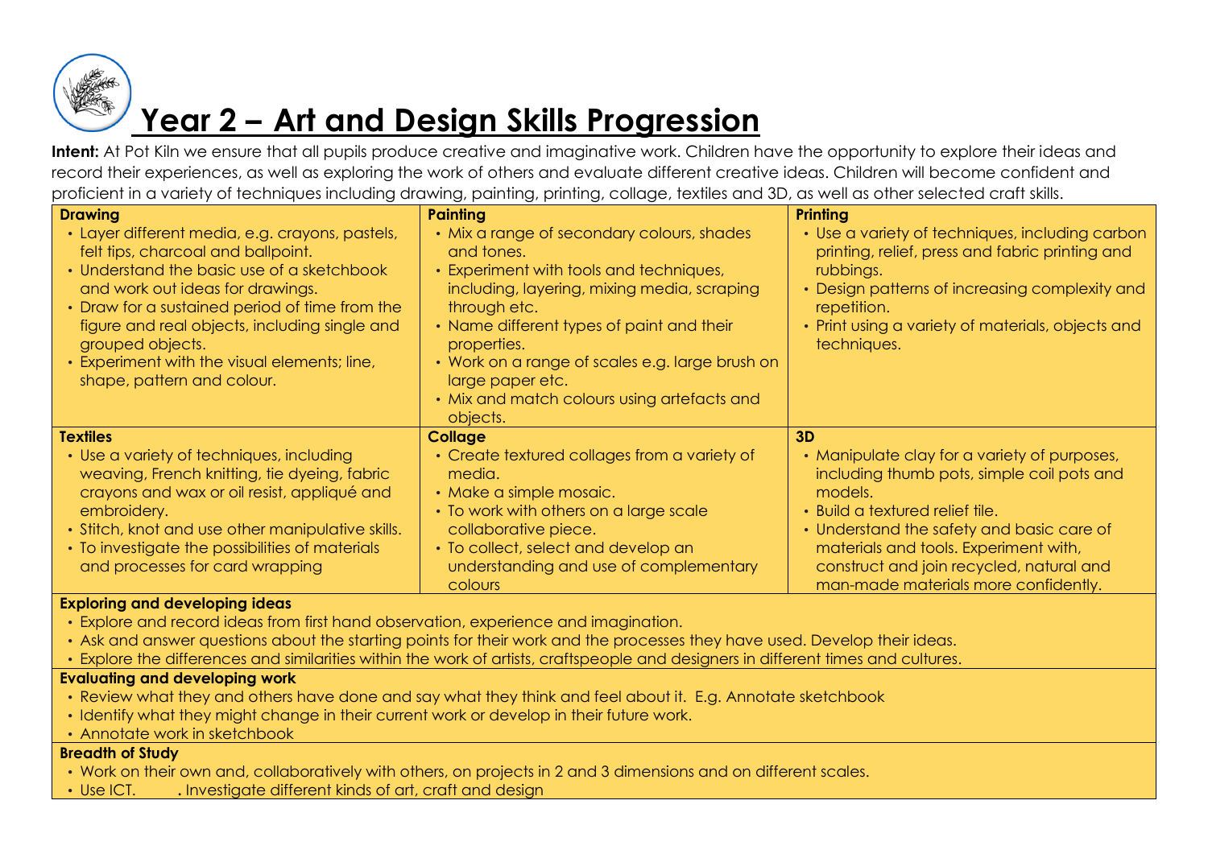# Year 2 – Art and Design Skills Progression

**Intent:** At Pot Kiln we ensure that all pupils produce creative and imaginative work. Children have the opportunity to explore their ideas and record their experiences, as well as exploring the work of others and evaluate different creative ideas. Children will become confident and proficient in a variety of techniques including drawing, painting, printing, collage, textiles and 3D, as well as other selected craft skills.

| Drawing | Painting | Printing |
|---|---|---|
| • Layer different media, e.g. crayons, pastels, felt tips, charcoal and ballpoint.<br>• Understand the basic use of a sketchbook and work out ideas for drawings.<br>• Draw for a sustained period of time from the figure and real objects, including single and grouped objects.<br>• Experiment with the visual elements; line, shape, pattern and colour. | • Mix a range of secondary colours, shades and tones.<br>• Experiment with tools and techniques, including layering, mixing media, scraping through etc.<br>• Name different types of paint and their properties.<br>• Work on a range of scales e.g. large brush on large paper etc.<br>• Mix and match colours using artefacts and objects. | • Use a variety of techniques, including carbon printing, relief, press and fabric printing and rubbings.<br>• Design patterns of increasing complexity and repetition.<br>• Print using a variety of materials, objects and techniques. |
| **Textiles** | **Collage** | **3D** |
| • Use a variety of techniques, including weaving, French knitting, tie dyeing, fabric crayons and wax or oil resist, appliqué and embroidery.<br>• Stitch, knot and use other manipulative skills.<br>• To investigate the possibilities of materials and processes for card wrapping | • Create textured collages from a variety of media.<br>• Make a simple mosaic.<br>• To work with others on a large scale collaborative piece.<br>• To collect, select and develop an understanding and use of complementary colours | • Manipulate clay for a variety of purposes, including thumb pots, simple coil pots and models.<br>• Build a textured relief tile.<br>• Understand the safety and basic care of materials and tools. Experiment with, construct and join recycled, natural and man-made materials more confidently. |

**Exploring and developing ideas**

- Explore and record ideas from first hand observation, experience and imagination.
- Ask and answer questions about the starting points for their work and the processes they have used. Develop their ideas.
- Explore the differences and similarities within the work of artists, craftspeople and designers in different times and cultures.

**Evaluating and developing work**

- Review what they and others have done and say what they think and feel about it. E.g. Annotate sketchbook
- Identify what they might change in their current work or develop in their future work.
- Annotate work in sketchbook

**Breadth of Study**

- Work on their own and, collaboratively with others, on projects in 2 and 3 dimensions and on different scales.
- Use ICT. . Investigate different kinds of art, craft and design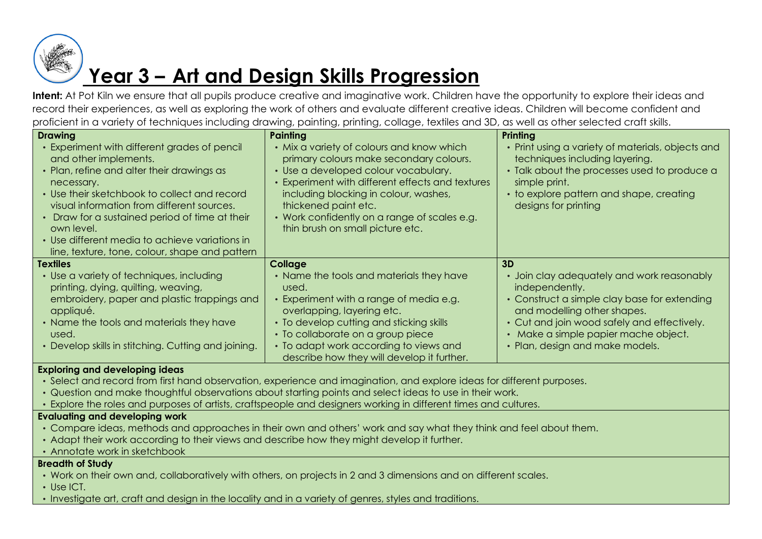# Year 3 – Art and Design Skills Progression

**Intent:** At Pot Kiln we ensure that all pupils produce creative and imaginative work. Children have the opportunity to explore their ideas and record their experiences, as well as exploring the work of others and evaluate different creative ideas. Children will become confident and proficient in a variety of techniques including drawing, painting, printing, collage, textiles and 3D, as well as other selected craft skills.

| Drawing | Painting | Printing |
| --- | --- | --- |
| • Experiment with different grades of pencil and other implements.<br>• Plan, refine and alter their drawings as necessary.<br>• Use their sketchbook to collect and record visual information from different sources.<br>• Draw for a sustained period of time at their own level.<br>• Use different media to achieve variations in line, texture, tone, colour, shape and pattern | • Mix a variety of colours and know which primary colours make secondary colours.<br>• Use a developed colour vocabulary.<br>• Experiment with different effects and textures including blocking in colour, washes, thickened paint etc.<br>• Work confidently on a range of scales e.g. thin brush on small picture etc. | • Print using a variety of materials, objects and techniques including layering.<br>• Talk about the processes used to produce a simple print.<br>• to explore pattern and shape, creating designs for printing |
| **Textiles** | **Collage** | **3D** |
| • Use a variety of techniques, including printing, dying, quilting, weaving, embroidery, paper and plastic trappings and appliqué.<br>• Name the tools and materials they have used.<br>• Develop skills in stitching. Cutting and joining. | • Name the tools and materials they have used.<br>• Experiment with a range of media e.g. overlapping, layering etc.<br>• To develop cutting and sticking skills<br>• To collaborate on a group piece<br>• To adapt work according to views and describe how they will develop it further. | • Join clay adequately and work reasonably independently.<br>• Construct a simple clay base for extending and modelling other shapes.<br>• Cut and join wood safely and effectively.<br>• Make a simple papier mache object.<br>• Plan, design and make models. |

**Exploring and developing ideas**

- Select and record from first hand observation, experience and imagination, and explore ideas for different purposes.
- Question and make thoughtful observations about starting points and select ideas to use in their work.
- Explore the roles and purposes of artists, craftspeople and designers working in different times and cultures.

**Evaluating and developing work**

- Compare ideas, methods and approaches in their own and others' work and say what they think and feel about them.
- Adapt their work according to their views and describe how they might develop it further.
- Annotate work in sketchbook

**Breadth of Study**

- Work on their own and, collaboratively with others, on projects in 2 and 3 dimensions and on different scales.
- Use ICT.
- Investigate art, craft and design in the locality and in a variety of genres, styles and traditions.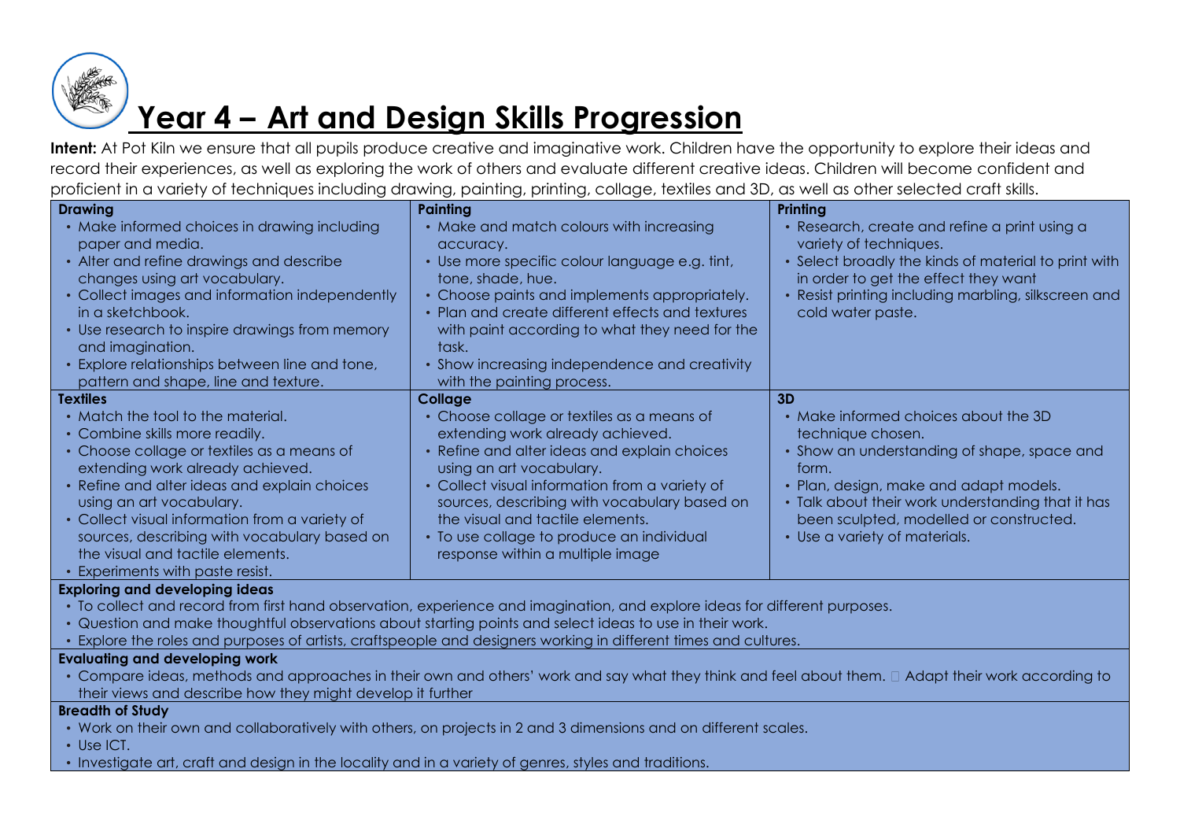# Year 4 – Art and Design Skills Progression

**Intent:** At Pot Kiln we ensure that all pupils produce creative and imaginative work. Children have the opportunity to explore their ideas and record their experiences, as well as exploring the work of others and evaluate different creative ideas. Children will become confident and proficient in a variety of techniques including drawing, painting, printing, collage, textiles and 3D, as well as other selected craft skills.

| **Drawing** | **Painting** | **Printing** |
|---|---|---|
| • Make informed choices in drawing including paper and media.<br>• Alter and refine drawings and describe changes using art vocabulary.<br>• Collect images and information independently in a sketchbook.<br>• Use research to inspire drawings from memory and imagination.<br>• Explore relationships between line and tone, pattern and shape, line and texture. | • Make and match colours with increasing accuracy.<br>• Use more specific colour language e.g. tint, tone, shade, hue.<br>• Choose paints and implements appropriately.<br>• Plan and create different effects and textures with paint according to what they need for the task.<br>• Show increasing independence and creativity with the painting process. | • Research, create and refine a print using a variety of techniques.<br>• Select broadly the kinds of material to print with in order to get the effect they want<br>• Resist printing including marbling, silkscreen and cold water paste. |
| **Textiles** | **Collage** | **3D** |
| • Match the tool to the material.<br>• Combine skills more readily.<br>• Choose collage or textiles as a means of extending work already achieved.<br>• Refine and alter ideas and explain choices using an art vocabulary.<br>• Collect visual information from a variety of sources, describing with vocabulary based on the visual and tactile elements.<br>• Experiments with paste resist. | • Choose collage or textiles as a means of extending work already achieved.<br>• Refine and alter ideas and explain choices using an art vocabulary.<br>• Collect visual information from a variety of sources, describing with vocabulary based on the visual and tactile elements.<br>• To use collage to produce an individual response within a multiple image | • Make informed choices about the 3D technique chosen.<br>• Show an understanding of shape, space and form.<br>• Plan, design, make and adapt models.<br>• Talk about their work understanding that it has been sculpted, modelled or constructed.<br>• Use a variety of materials. |

**Exploring and developing ideas**

- To collect and record from first hand observation, experience and imagination, and explore ideas for different purposes.
- Question and make thoughtful observations about starting points and select ideas to use in their work.
- Explore the roles and purposes of artists, craftspeople and designers working in different times and cultures.

**Evaluating and developing work**

- Compare ideas, methods and approaches in their own and others' work and say what they think and feel about them.  Adapt their work according to their views and describe how they might develop it further

**Breadth of Study**

- Work on their own and collaboratively with others, on projects in 2 and 3 dimensions and on different scales.
- Use ICT.
- Investigate art, craft and design in the locality and in a variety of genres, styles and traditions.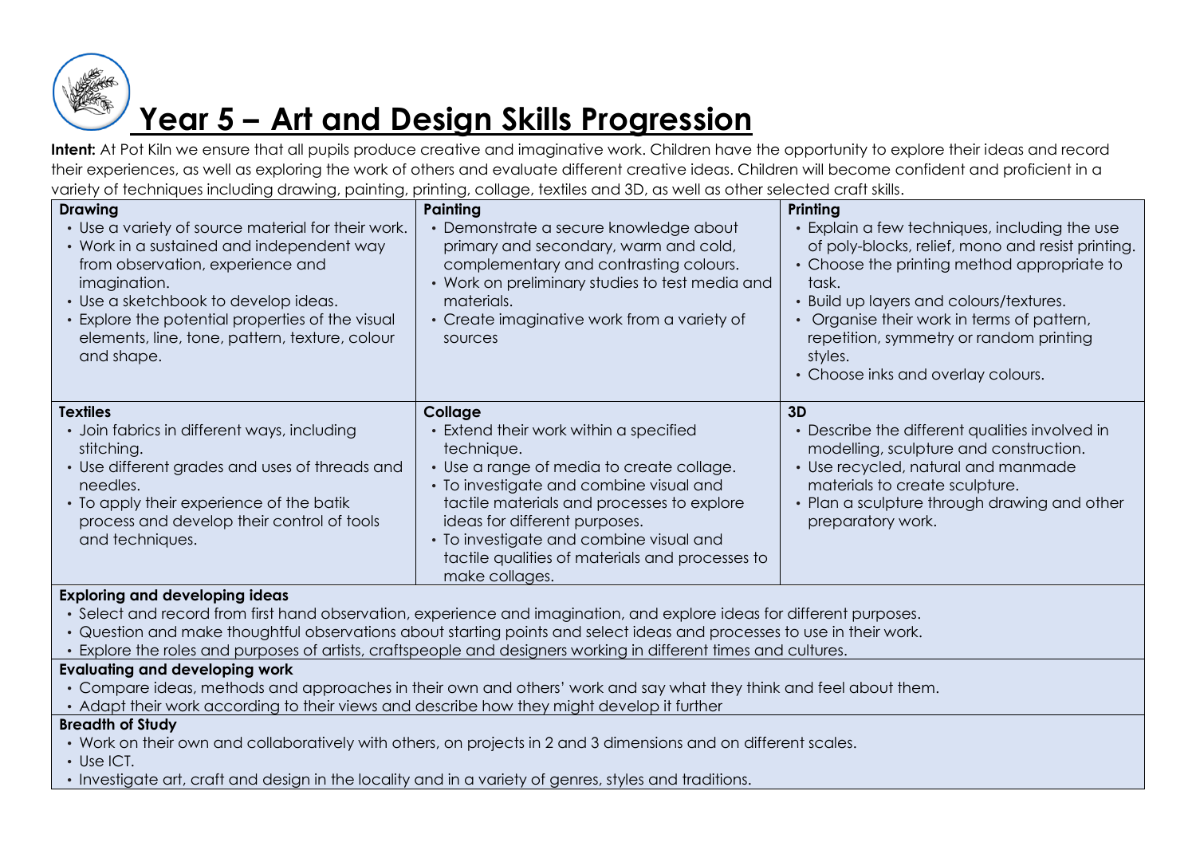# Year 5 – Art and Design Skills Progression

**Intent:** At Pot Kiln we ensure that all pupils produce creative and imaginative work. Children have the opportunity to explore their ideas and record their experiences, as well as exploring the work of others and evaluate different creative ideas. Children will become confident and proficient in a variety of techniques including drawing, painting, printing, collage, textiles and 3D, as well as other selected craft skills.

| Drawing | Painting | Printing |
|---|---|---|
| • Use a variety of source material for their work.<br>• Work in a sustained and independent way from observation, experience and imagination.<br>• Use a sketchbook to develop ideas.<br>• Explore the potential properties of the visual elements, line, tone, pattern, texture, colour and shape. | • Demonstrate a secure knowledge about primary and secondary, warm and cold, complementary and contrasting colours.<br>• Work on preliminary studies to test media and materials.<br>• Create imaginative work from a variety of sources | • Explain a few techniques, including the use of poly-blocks, relief, mono and resist printing.<br>• Choose the printing method appropriate to task.<br>• Build up layers and colours/textures.<br>• Organise their work in terms of pattern, repetition, symmetry or random printing styles.<br>• Choose inks and overlay colours. |
| **Textiles** | **Collage** | **3D** |
| • Join fabrics in different ways, including stitching.<br>• Use different grades and uses of threads and needles.<br>• To apply their experience of the batik process and develop their control of tools and techniques. | • Extend their work within a specified technique.<br>• Use a range of media to create collage.<br>• To investigate and combine visual and tactile materials and processes to explore ideas for different purposes.<br>• To investigate and combine visual and tactile qualities of materials and processes to make collages. | • Describe the different qualities involved in modelling, sculpture and construction.<br>• Use recycled, natural and manmade materials to create sculpture.<br>• Plan a sculpture through drawing and other preparatory work. |

**Exploring and developing ideas**

- Select and record from first hand observation, experience and imagination, and explore ideas for different purposes.
- Question and make thoughtful observations about starting points and select ideas and processes to use in their work.
- Explore the roles and purposes of artists, craftspeople and designers working in different times and cultures.

**Evaluating and developing work**

- Compare ideas, methods and approaches in their own and others' work and say what they think and feel about them.
- Adapt their work according to their views and describe how they might develop it further

**Breadth of Study**

- Work on their own and collaboratively with others, on projects in 2 and 3 dimensions and on different scales.
- Use ICT.
- Investigate art, craft and design in the locality and in a variety of genres, styles and traditions.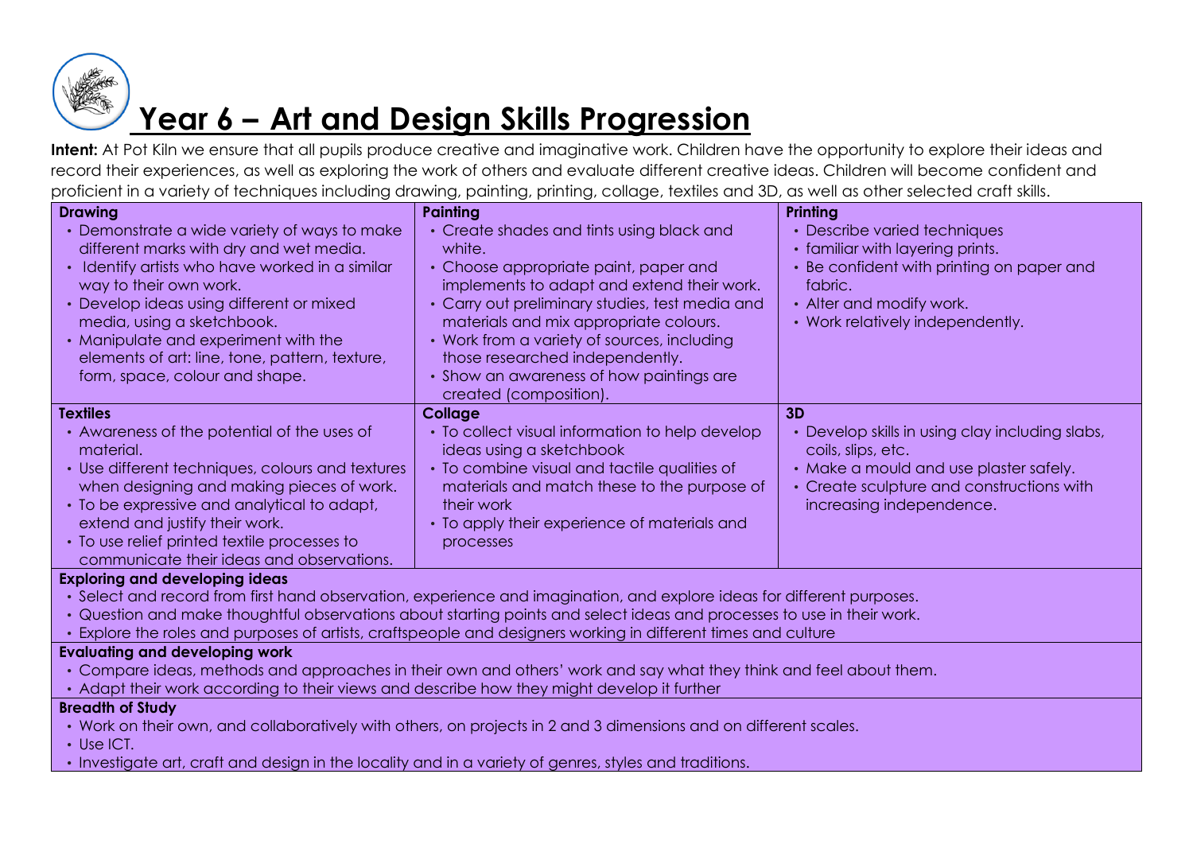# Year 6 – Art and Design Skills Progression

**Intent:** At Pot Kiln we ensure that all pupils produce creative and imaginative work. Children have the opportunity to explore their ideas and record their experiences, as well as exploring the work of others and evaluate different creative ideas. Children will become confident and proficient in a variety of techniques including drawing, painting, printing, collage, textiles and 3D, as well as other selected craft skills.

| **Drawing** | **Painting** | **Printing** |
|---|---|---|
| • Demonstrate a wide variety of ways to make different marks with dry and wet media.<br>• Identify artists who have worked in a similar way to their own work.<br>• Develop ideas using different or mixed media, using a sketchbook.<br>• Manipulate and experiment with the elements of art: line, tone, pattern, texture, form, space, colour and shape. | • Create shades and tints using black and white.<br>• Choose appropriate paint, paper and implements to adapt and extend their work.<br>• Carry out preliminary studies, test media and materials and mix appropriate colours.<br>• Work from a variety of sources, including those researched independently.<br>• Show an awareness of how paintings are created (composition). | • Describe varied techniques<br>• familiar with layering prints.<br>• Be confident with printing on paper and fabric.<br>• Alter and modify work.<br>• Work relatively independently. |
| **Textiles** | **Collage** | **3D** |
| • Awareness of the potential of the uses of material.<br>• Use different techniques, colours and textures when designing and making pieces of work.<br>• To be expressive and analytical to adapt, extend and justify their work.<br>• To use relief printed textile processes to communicate their ideas and observations. | • To collect visual information to help develop ideas using a sketchbook<br>• To combine visual and tactile qualities of materials and match these to the purpose of their work<br>• To apply their experience of materials and processes | • Develop skills in using clay including slabs, coils, slips, etc.<br>• Make a mould and use plaster safely.<br>• Create sculpture and constructions with increasing independence. |

**Exploring and developing ideas**

- Select and record from first hand observation, experience and imagination, and explore ideas for different purposes.
- Question and make thoughtful observations about starting points and select ideas and processes to use in their work.
- Explore the roles and purposes of artists, craftspeople and designers working in different times and culture

**Evaluating and developing work**

- Compare ideas, methods and approaches in their own and others' work and say what they think and feel about them.
- Adapt their work according to their views and describe how they might develop it further

**Breadth of Study**

- Work on their own, and collaboratively with others, on projects in 2 and 3 dimensions and on different scales.
- Use ICT.
- Investigate art, craft and design in the locality and in a variety of genres, styles and traditions.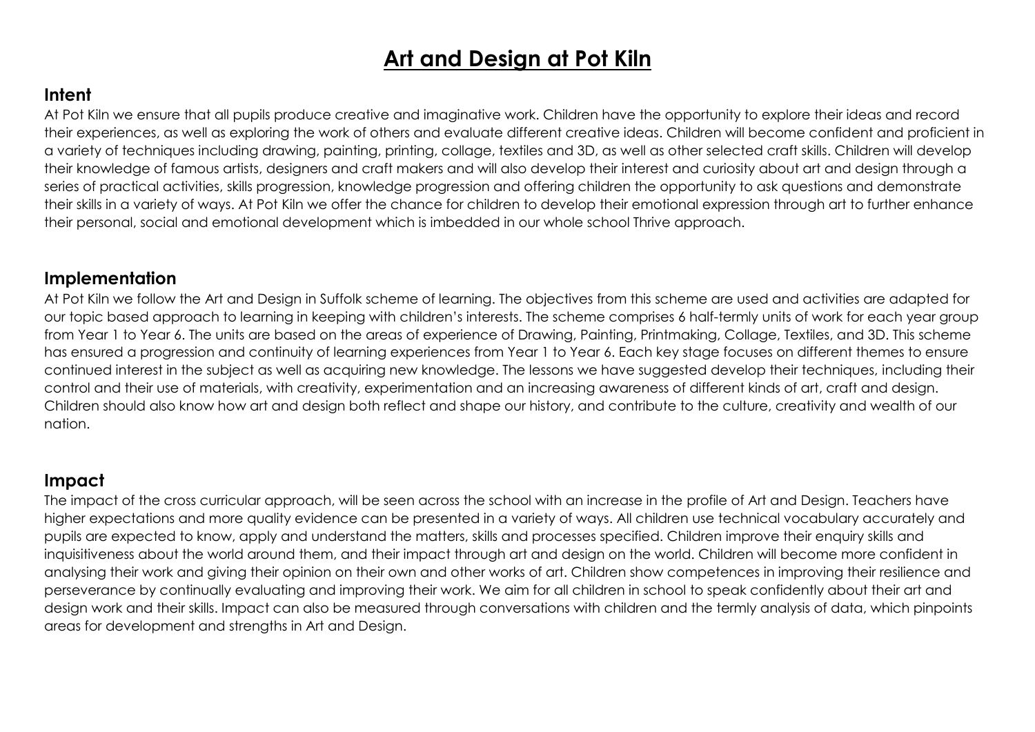# Art and Design at Pot Kiln

## Intent

At Pot Kiln we ensure that all pupils produce creative and imaginative work. Children have the opportunity to explore their ideas and record their experiences, as well as exploring the work of others and evaluate different creative ideas. Children will become confident and proficient in a variety of techniques including drawing, painting, printing, collage, textiles and 3D, as well as other selected craft skills. Children will develop their knowledge of famous artists, designers and craft makers and will also develop their interest and curiosity about art and design through a series of practical activities, skills progression, knowledge progression and offering children the opportunity to ask questions and demonstrate their skills in a variety of ways. At Pot Kiln we offer the chance for children to develop their emotional expression through art to further enhance their personal, social and emotional development which is imbedded in our whole school Thrive approach.

## Implementation

At Pot Kiln we follow the Art and Design in Suffolk scheme of learning. The objectives from this scheme are used and activities are adapted for our topic based approach to learning in keeping with children's interests. The scheme comprises 6 half-termly units of work for each year group from Year 1 to Year 6. The units are based on the areas of experience of Drawing, Painting, Printmaking, Collage, Textiles, and 3D. This scheme has ensured a progression and continuity of learning experiences from Year 1 to Year 6. Each key stage focuses on different themes to ensure continued interest in the subject as well as acquiring new knowledge. The lessons we have suggested develop their techniques, including their control and their use of materials, with creativity, experimentation and an increasing awareness of different kinds of art, craft and design. Children should also know how art and design both reflect and shape our history, and contribute to the culture, creativity and wealth of our nation.

## Impact

The impact of the cross curricular approach, will be seen across the school with an increase in the profile of Art and Design. Teachers have higher expectations and more quality evidence can be presented in a variety of ways. All children use technical vocabulary accurately and pupils are expected to know, apply and understand the matters, skills and processes specified. Children improve their enquiry skills and inquisitiveness about the world around them, and their impact through art and design on the world. Children will become more confident in analysing their work and giving their opinion on their own and other works of art. Children show competences in improving their resilience and perseverance by continually evaluating and improving their work. We aim for all children in school to speak confidently about their art and design work and their skills. Impact can also be measured through conversations with children and the termly analysis of data, which pinpoints areas for development and strengths in Art and Design.